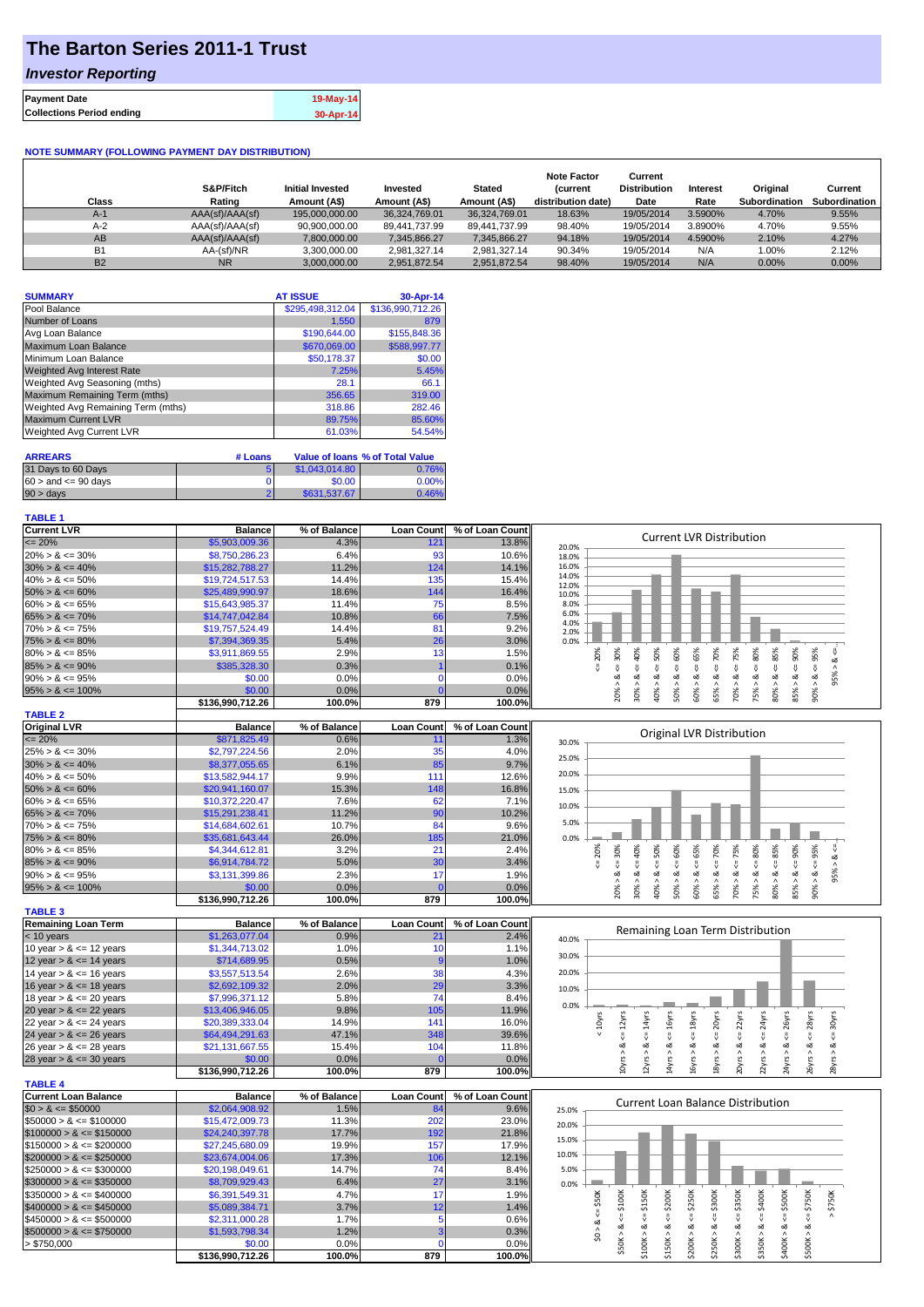# The Barton Series 2011-1 Trust

## *Investor Reporting*

| | |
|---|---|
| **Payment Date** | 19-May-14 |
| **Collections Period ending** | 30-Apr-14 |

**NOTE SUMMARY (FOLLOWING PAYMENT DAY DISTRIBUTION)**

| Class | S&P/Fitch Rating | Initial Invested Amount (A$) | Invested Amount (A$) | Stated Amount (A$) | Note Factor (current distribution date) | Current Distribution Date | Interest Rate | Original Subordination | Current Subordination |
|---|---|---|---|---|---|---|---|---|---|
| A-1 | AAA(sf)/AAA(sf) | 195,000,000.00 | 36,324,769.01 | 36,324,769.01 | 18.63% | 19/05/2014 | 3.5900% | 4.70% | 9.55% |
| A-2 | AAA(sf)/AAA(sf) | 90,900,000.00 | 89,441,737.99 | 89,441,737.99 | 98.40% | 19/05/2014 | 3.8900% | 4.70% | 9.55% |
| AB | AAA(sf)/AAA(sf) | 7,800,000.00 | 7,345,866.27 | 7,345,866.27 | 94.18% | 19/05/2014 | 4.5900% | 2.10% | 4.27% |
| B1 | AA-(sf)/NR | 3,300,000.00 | 2,981,327.14 | 2,981,327.14 | 90.34% | 19/05/2014 | N/A | 1.00% | 2.12% |
| B2 | NR | 3,000,000.00 | 2,951,872.54 | 2,951,872.54 | 98.40% | 19/05/2014 | N/A | 0.00% | 0.00% |

| SUMMARY | AT ISSUE | 30-Apr-14 |
|---|---|---|
| Pool Balance | $295,498,312.04 | $136,990,712.26 |
| Number of Loans | 1,550 | 879 |
| Avg Loan Balance | $190,644.00 | $155,848.36 |
| Maximum Loan Balance | $670,069.00 | $588,997.77 |
| Minimum Loan Balance | $50,178.37 | $0.00 |
| Weighted Avg Interest Rate | 7.25% | 5.45% |
| Weighted Avg Seasoning (mths) | 28.1 | 66.1 |
| Maximum Remaining Term (mths) | 356.65 | 319.00 |
| Weighted Avg Remaining Term (mths) | 318.86 | 282.46 |
| Maximum Current LVR | 89.75% | 85.60% |
| Weighted Avg Current LVR | 61.03% | 54.54% |

| ARREARS | # Loans | Value of loans | % of Total Value |
|---|---|---|---|
| 31 Days to 60 Days | 5 | $1,043,014.80 | 0.76% |
| $60 >$ and $<= 90$ days | 0 | $0.00 | 0.00% |
| 90 > days | 2 | $631,537.67 | 0.46% |

**TABLE 1**

| Current LVR | Balance | % of Balance | Loan Count | % of Loan Count |
|---|---|---|---|---|
| <= 20% | $5,903,009.36 | 4.3% | 121 | 13.8% |
| 20% > & <= 30% | $8,750,286.23 | 6.4% | 93 | 10.6% |
| 30% > & <= 40% | $15,282,788.27 | 11.2% | 124 | 14.1% |
| 40% > & <= 50% | $19,724,517.53 | 14.4% | 135 | 15.4% |
| 50% > & <= 60% | $25,489,990.97 | 18.6% | 144 | 16.4% |
| 60% > & <= 65% | $15,643,985.37 | 11.4% | 75 | 8.5% |
| 65% > & <= 70% | $14,747,042.84 | 10.8% | 66 | 7.5% |
| 70% > & <= 75% | $19,757,524.49 | 14.4% | 81 | 9.2% |
| 75% > & <= 80% | $7,394,369.35 | 5.4% | 26 | 3.0% |
| 80% > & <= 85% | $3,911,869.55 | 2.9% | 13 | 1.5% |
| 85% > & <= 90% | $385,328.30 | 0.3% | 1 | 0.1% |
| 90% > & <= 95% | $0.00 | 0.0% | 0 | 0.0% |
| 95% > & <= 100% | $0.00 | 0.0% | 0 | 0.0% |
| | $136,990,712.26 | 100.0% | 879 | 100.0% |

**TABLE 2**

| Original LVR | Balance | % of Balance | Loan Count | % of Loan Count |
|---|---|---|---|---|
| <= 20% | $871,825.49 | 0.6% | 11 | 1.3% |
| 25% > & <= 30% | $2,797,224.56 | 2.0% | 35 | 4.0% |
| 30% > & <= 40% | $8,377,055.65 | 6.1% | 85 | 9.7% |
| 40% > & <= 50% | $13,582,944.17 | 9.9% | 111 | 12.6% |
| 50% > & <= 60% | $20,941,160.07 | 15.3% | 148 | 16.8% |
| 60% > & <= 65% | $10,372,220.47 | 7.6% | 62 | 7.1% |
| 65% > & <= 70% | $15,291,238.41 | 11.2% | 90 | 10.2% |
| 70% > & <= 75% | $14,684,602.61 | 10.7% | 84 | 9.6% |
| 75% > & <= 80% | $35,681,643.44 | 26.0% | 185 | 21.0% |
| 80% > & <= 85% | $4,344,612.81 | 3.2% | 21 | 2.4% |
| 85% > & <= 90% | $6,914,784.72 | 5.0% | 30 | 3.4% |
| 90% > & <= 95% | $3,131,399.86 | 2.3% | 17 | 1.9% |
| 95% > & <= 100% | $0.00 | 0.0% | 0 | 0.0% |
| | $136,990,712.26 | 100.0% | 879 | 100.0% |

**TABLE 3**

| Remaining Loan Term | Balance | % of Balance | Loan Count | % of Loan Count |
|---|---|---|---|---|
| < 10 years | $1,263,077.04 | 0.9% | 21 | 2.4% |
| 10 year > & <= 12 years | $1,344,713.02 | 1.0% | 10 | 1.1% |
| 12 year > & <= 14 years | $714,689.95 | 0.5% | 9 | 1.0% |
| 14 year > & <= 16 years | $3,557,513.54 | 2.6% | 38 | 4.3% |
| 16 year > & <= 18 years | $2,692,109.32 | 2.0% | 29 | 3.3% |
| 18 year > & <= 20 years | $7,996,371.12 | 5.8% | 74 | 8.4% |
| 20 year > & <= 22 years | $13,406,946.05 | 9.8% | 105 | 11.9% |
| 22 year > & <= 24 years | $20,389,333.04 | 14.9% | 141 | 16.0% |
| 24 year > & <= 26 years | $64,494,291.63 | 47.1% | 348 | 39.6% |
| 26 year > & <= 28 years | $21,131,667.55 | 15.4% | 104 | 11.8% |
| 28 year > & <= 30 years | $0.00 | 0.0% | 0 | 0.0% |
| | $136,990,712.26 | 100.0% | 879 | 100.0% |

**TABLE 4**

| Current Loan Balance | Balance | % of Balance | Loan Count | % of Loan Count |
|---|---|---|---|---|
| $0 > & <= $50000 | $2,064,908.92 | 1.5% | 84 | 9.6% |
| $50000 > & <= $100000 | $15,472,009.73 | 11.3% | 202 | 23.0% |
| $100000 > & <= $150000 | $24,240,397.78 | 17.7% | 192 | 21.8% |
| $150000 > & <= $200000 | $27,245,680.09 | 19.9% | 157 | 17.9% |
| $200000 > & <= $250000 | $23,674,004.06 | 17.3% | 106 | 12.1% |
| $250000 > & <= $300000 | $20,198,049.61 | 14.7% | 74 | 8.4% |
| $300000 > & <= $350000 | $8,709,929.43 | 6.4% | 27 | 3.1% |
| $350000 > & <= $400000 | $6,391,549.31 | 4.7% | 17 | 1.9% |
| $400000 > & <= $450000 | $5,089,384.71 | 3.7% | 12 | 1.4% |
| $450000 > & <= $500000 | $2,311,000.28 | 1.7% | 5 | 0.6% |
| $500000 > & <= $750000 | $1,593,798.34 | 1.2% | 3 | 0.3% |
| > $750,000 | $0.00 | 0.0% | 0 | 0.0% |
| | $136,990,712.26 | 100.0% | 879 | 100.0% |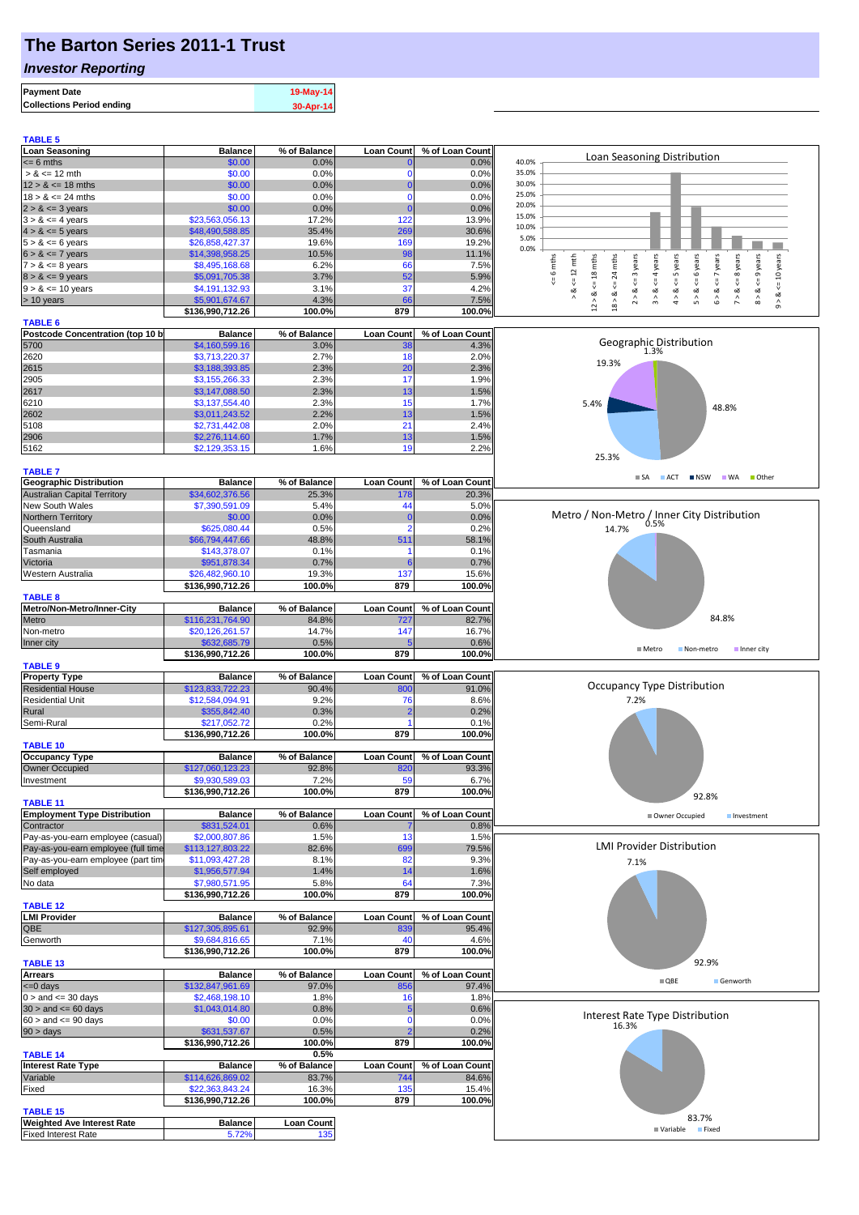# The Barton Series 2011-1 Trust

## *Investor Reporting*

| | |
|---|---|
| **Payment Date** | **19-May-14** |
| **Collections Period ending** | **30-Apr-14** |

**TABLE 5**

| Loan Seasoning | Balance | % of Balance | Loan Count | % of Loan Count |
|---|---|---|---|---|
| <= 6 mths | $0.00 | 0.0% | 0 | 0.0% |
| > & <= 12 mth | $0.00 | 0.0% | 0 | 0.0% |
| 12 > & <= 18 mths | $0.00 | 0.0% | 0 | 0.0% |
| 18 > & <= 24 mths | $0.00 | 0.0% | 0 | 0.0% |
| 2 > & <= 3 years | $0.00 | 0.0% | 0 | 0.0% |
| 3 > & <= 4 years | $23,563,056.13 | 17.2% | 122 | 13.9% |
| 4 > & <= 5 years | $48,490,588.85 | 35.4% | 269 | 30.6% |
| 5 > & <= 6 years | $26,858,427.37 | 19.6% | 169 | 19.2% |
| 6 > & <= 7 years | $14,398,958.25 | 10.5% | 98 | 11.1% |
| 7 > & <= 8 years | $8,495,168.68 | 6.2% | 66 | 7.5% |
| 8 > & <= 9 years | $5,091,705.38 | 3.7% | 52 | 5.9% |
| 9 > & <= 10 years | $4,191,132.93 | 3.1% | 37 | 4.2% |
| > 10 years | $5,901,674.67 | 4.3% | 66 | 7.5% |
| | $136,990,712.26 | 100.0% | 879 | 100.0% |

Loan Seasoning Distribution
40.0%
35.0%
30.0%
25.0%
20.0%
15.0%
10.0%
5.0%
0.0%
<= 6 mths
> & <= 12 mth
12 > & <= 18 mths
18 > & <= 24 mths
2 > & <= 3 years
3 > & <= 4 years
4 > & <= 5 years
5 > & <= 6 years
6 > & <= 7 years
7 > & <= 8 years
8 > & <= 9 years
9 > & <= 10 years

**TABLE 6**

| Postcode Concentration (top 10 b | Balance | % of Balance | Loan Count | % of Loan Count |
|---|---|---|---|---|
| 5700 | $4,160,599.16 | 3.0% | 38 | 4.3% |
| 2620 | $3,713,220.37 | 2.7% | 18 | 2.0% |
| 2615 | $3,188,393.85 | 2.3% | 20 | 2.3% |
| 2905 | $3,155,266.33 | 2.3% | 17 | 1.9% |
| 2617 | $3,147,088.50 | 2.3% | 13 | 1.5% |
| 6210 | $3,137,554.40 | 2.3% | 15 | 1.7% |
| 2602 | $3,011,243.52 | 2.2% | 13 | 1.5% |
| 5108 | $2,731,442.08 | 2.0% | 21 | 2.4% |
| 2906 | $2,276,114.60 | 1.7% | 13 | 1.5% |
| 5162 | $2,129,353.15 | 1.6% | 19 | 2.2% |

Geographic Distribution
1.3%
19.3%
5.4%
48.8%
25.3%
SA ACT NSW WA Other

**TABLE 7**

| Geographic Distribution | Balance | % of Balance | Loan Count | % of Loan Count |
|---|---|---|---|---|
| Australian Capital Territory | $34,602,376.56 | 25.3% | 178 | 20.3% |
| New South Wales | $7,390,591.09 | 5.4% | 44 | 5.0% |
| Northern Territory | $0.00 | 0.0% | 0 | 0.0% |
| Queensland | $625,080.44 | 0.5% | 2 | 0.2% |
| South Australia | $66,794,447.66 | 48.8% | 511 | 58.1% |
| Tasmania | $143,378.07 | 0.1% | 1 | 0.1% |
| Victoria | $951,878.34 | 0.7% | 6 | 0.7% |
| Western Australia | $26,482,960.10 | 19.3% | 137 | 15.6% |
| | $136,990,712.26 | 100.0% | 879 | 100.0% |

Metro / Non-Metro / Inner City Distribution
0.5%
14.7%
84.8%
Metro Non-metro Inner city

**TABLE 8**

| Metro/Non-Metro/Inner-City | Balance | % of Balance | Loan Count | % of Loan Count |
|---|---|---|---|---|
| Metro | $116,231,764.90 | 84.8% | 727 | 82.7% |
| Non-metro | $20,126,261.57 | 14.7% | 147 | 16.7% |
| Inner city | $632,685.79 | 0.5% | 5 | 0.6% |
| | $136,990,712.26 | 100.0% | 879 | 100.0% |

**TABLE 9**

| Property Type | Balance | % of Balance | Loan Count | % of Loan Count |
|---|---|---|---|---|
| Residential House | $123,833,722.23 | 90.4% | 800 | 91.0% |
| Residential Unit | $12,584,094.91 | 9.2% | 76 | 8.6% |
| Rural | $355,842.40 | 0.3% | 2 | 0.2% |
| Semi-Rural | $217,052.72 | 0.2% | 1 | 0.1% |
| | $136,990,712.26 | 100.0% | 879 | 100.0% |

Occupancy Type Distribution
7.2%
92.8%
Owner Occupied Investment

**TABLE 10**

| Occupancy Type | Balance | % of Balance | Loan Count | % of Loan Count |
|---|---|---|---|---|
| Owner Occupied | $127,060,123.23 | 92.8% | 820 | 93.3% |
| Investment | $9,930,589.03 | 7.2% | 59 | 6.7% |
| | $136,990,712.26 | 100.0% | 879 | 100.0% |

**TABLE 11**

| Employment Type Distribution | Balance | % of Balance | Loan Count | % of Loan Count |
|---|---|---|---|---|
| Contractor | $831,524.01 | 0.6% | 7 | 0.8% |
| Pay-as-you-earn employee (casual) | $2,000,807.86 | 1.5% | 13 | 1.5% |
| Pay-as-you-earn employee (full time | $113,127,803.22 | 82.6% | 699 | 79.5% |
| Pay-as-you-earn employee (part tim | $11,093,427.28 | 8.1% | 82 | 9.3% |
| Self employed | $1,956,577.94 | 1.4% | 14 | 1.6% |
| No data | $7,980,571.95 | 5.8% | 64 | 7.3% |
| | $136,990,712.26 | 100.0% | 879 | 100.0% |

LMI Provider Distribution
7.1%
92.9%
QBE Genworth

**TABLE 12**

| LMI Provider | Balance | % of Balance | Loan Count | % of Loan Count |
|---|---|---|---|---|
| QBE | $127,305,895.61 | 92.9% | 839 | 95.4% |
| Genworth | $9,684,816.65 | 7.1% | 40 | 4.6% |
| | $136,990,712.26 | 100.0% | 879 | 100.0% |

**TABLE 13**

| Arrears | Balance | % of Balance | Loan Count | % of Loan Count |
|---|---|---|---|---|
| <=0 days | $132,847,961.69 | 97.0% | 856 | 97.4% |
| 0 > and <= 30 days | $2,468,198.10 | 1.8% | 16 | 1.8% |
| 30 > and <= 60 days | $1,043,014.80 | 0.8% | 5 | 0.6% |
| 60 > and <= 90 days | $0.00 | 0.0% | 0 | 0.0% |
| 90 > days | $631,537.67 | 0.5% | 2 | 0.2% |
| | $136,990,712.26 | 100.0% | 879 | 100.0% |
| | | 0.5% | | |

Interest Rate Type Distribution
16.3%
83.7%
Variable Fixed

**TABLE 14**

| Interest Rate Type | Balance | % of Balance | Loan Count | % of Loan Count |
|---|---|---|---|---|
| Variable | $114,626,869.02 | 83.7% | 744 | 84.6% |
| Fixed | $22,363,843.24 | 16.3% | 135 | 15.4% |
| | $136,990,712.26 | 100.0% | 879 | 100.0% |

**TABLE 15**

| Weighted Ave Interest Rate | Balance | Loan Count |
|---|---|---|
| Fixed Interest Rate | 5.72% | 135 |